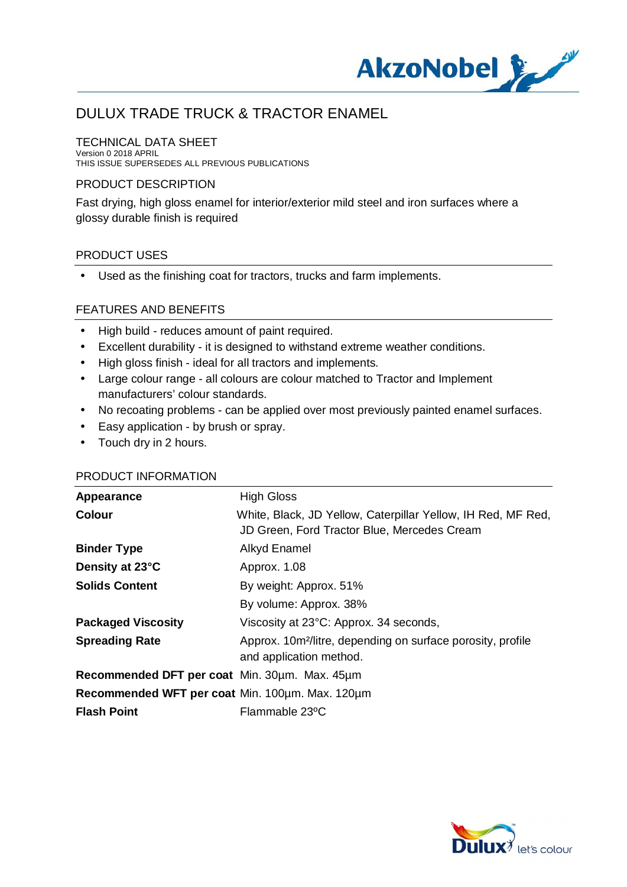# DULUX TRADE TRUCK & TRACTOR ENAMEL

## TECHNICAL DATA SHEET

Version 0 2018 APRIL
THIS ISSUE SUPERSEDES ALL PREVIOUS PUBLICATIONS

## PRODUCT DESCRIPTION

Fast drying, high gloss enamel for interior/exterior mild steel and iron surfaces where a glossy durable finish is required

## PRODUCT USES

- Used as the finishing coat for tractors, trucks and farm implements.

## FEATURES AND BENEFITS

- High build - reduces amount of paint required.
- Excellent durability - it is designed to withstand extreme weather conditions.
- High gloss finish - ideal for all tractors and implements.
- Large colour range - all colours are colour matched to Tractor and Implement manufacturers' colour standards.
- No recoating problems - can be applied over most previously painted enamel surfaces.
- Easy application - by brush or spray.
- Touch dry in 2 hours.

## PRODUCT INFORMATION

| | |
|---|---|
| **Appearance** | High Gloss |
| **Colour** | White, Black, JD Yellow, Caterpillar Yellow, IH Red, MF Red, JD Green, Ford Tractor Blue, Mercedes Cream |
| **Binder Type** | Alkyd Enamel |
| **Density at 23°C** | Approx. 1.08 |
| **Solids Content** | By weight: Approx. 51% |
| | By volume: Approx. 38% |
| **Packaged Viscosity** | Viscosity at 23°C: Approx. 34 seconds, |
| **Spreading Rate** | Approx. 10m²/litre, depending on surface porosity, profile and application method. |
| **Recommended DFT per coat** | Min. 30µm. Max. 45µm |
| **Recommended WFT per coat** | Min. 100µm. Max. 120µm |
| **Flash Point** | Flammable 23ºC |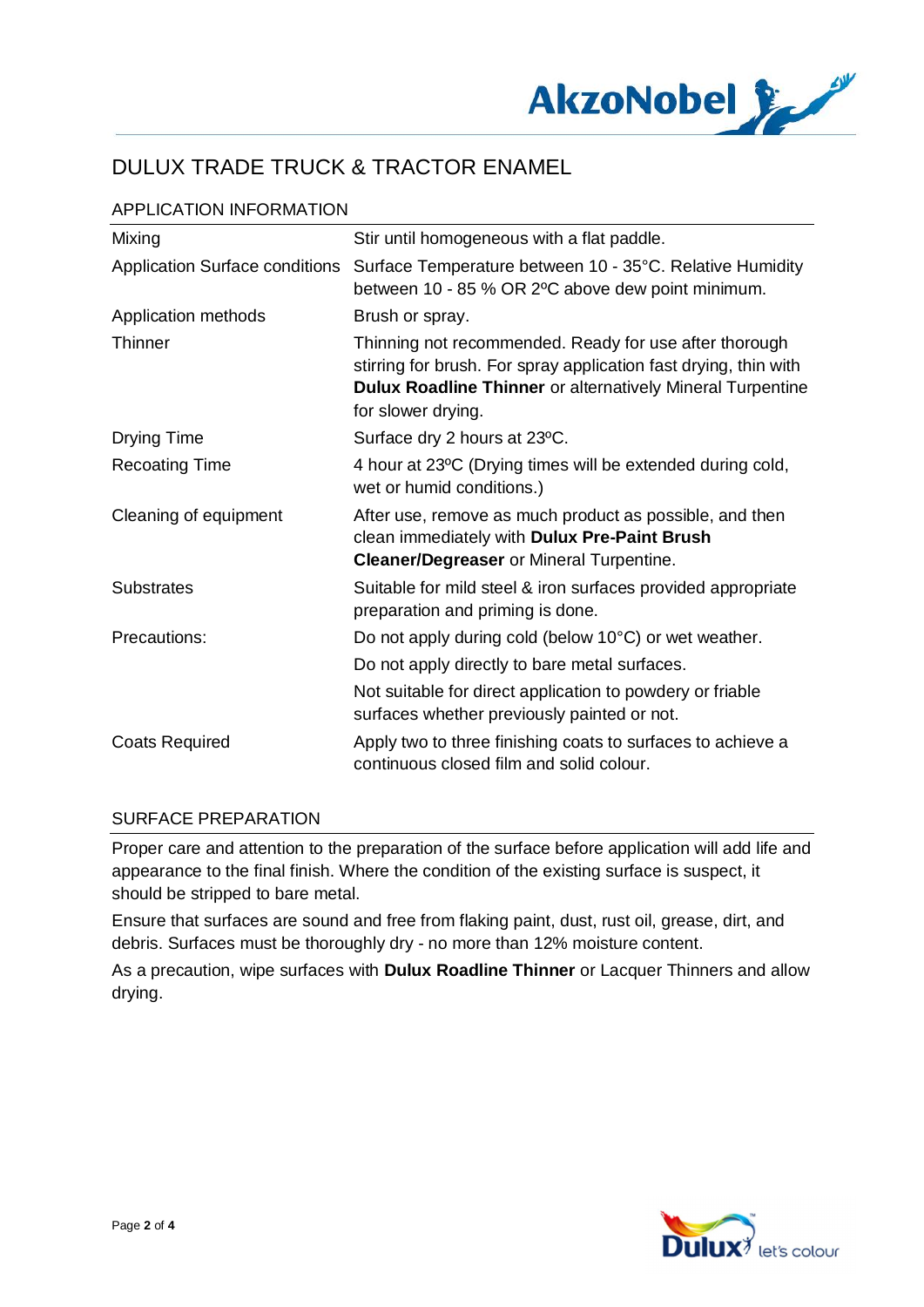# DULUX TRADE TRUCK & TRACTOR ENAMEL

## APPLICATION INFORMATION

| | |
|---|---|
| Mixing | Stir until homogeneous with a flat paddle. |
| Application Surface conditions | Surface Temperature between 10 - 35°C. Relative Humidity between 10 - 85 % OR 2ºC above dew point minimum. |
| Application methods | Brush or spray. |
| Thinner | Thinning not recommended. Ready for use after thorough stirring for brush. For spray application fast drying, thin with **Dulux Roadline Thinner** or alternatively Mineral Turpentine for slower drying. |
| Drying Time | Surface dry 2 hours at 23ºC. |
| Recoating Time | 4 hour at 23ºC (Drying times will be extended during cold, wet or humid conditions.) |
| Cleaning of equipment | After use, remove as much product as possible, and then clean immediately with **Dulux Pre-Paint Brush Cleaner/Degreaser** or Mineral Turpentine. |
| Substrates | Suitable for mild steel & iron surfaces provided appropriate preparation and priming is done. |
| Precautions: | Do not apply during cold (below 10°C) or wet weather.<br>Do not apply directly to bare metal surfaces.<br>Not suitable for direct application to powdery or friable surfaces whether previously painted or not. |
| Coats Required | Apply two to three finishing coats to surfaces to achieve a continuous closed film and solid colour. |

## SURFACE PREPARATION

Proper care and attention to the preparation of the surface before application will add life and appearance to the final finish. Where the condition of the existing surface is suspect, it should be stripped to bare metal.

Ensure that surfaces are sound and free from flaking paint, dust, rust oil, grease, dirt, and debris. Surfaces must be thoroughly dry - no more than 12% moisture content.

As a precaution, wipe surfaces with **Dulux Roadline Thinner** or Lacquer Thinners and allow drying.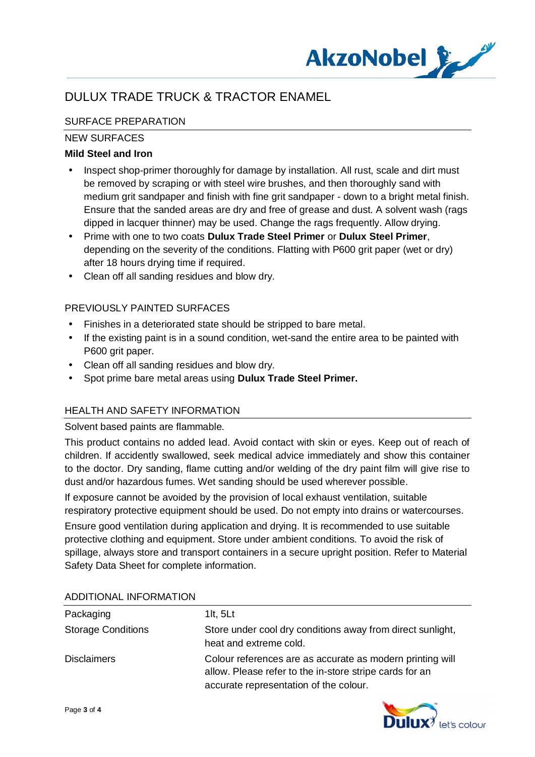# DULUX TRADE TRUCK & TRACTOR ENAMEL

## SURFACE PREPARATION

### NEW SURFACES

**Mild Steel and Iron**

- Inspect shop-primer thoroughly for damage by installation. All rust, scale and dirt must be removed by scraping or with steel wire brushes, and then thoroughly sand with medium grit sandpaper and finish with fine grit sandpaper - down to a bright metal finish. Ensure that the sanded areas are dry and free of grease and dust. A solvent wash (rags dipped in lacquer thinner) may be used. Change the rags frequently. Allow drying.
- Prime with one to two coats **Dulux Trade Steel Primer** or **Dulux Steel Primer**, depending on the severity of the conditions. Flatting with P600 grit paper (wet or dry) after 18 hours drying time if required.
- Clean off all sanding residues and blow dry.

### PREVIOUSLY PAINTED SURFACES

- Finishes in a deteriorated state should be stripped to bare metal.
- If the existing paint is in a sound condition, wet-sand the entire area to be painted with P600 grit paper.
- Clean off all sanding residues and blow dry.
- Spot prime bare metal areas using **Dulux Trade Steel Primer.**

## HEALTH AND SAFETY INFORMATION

Solvent based paints are flammable.

This product contains no added lead. Avoid contact with skin or eyes. Keep out of reach of children. If accidently swallowed, seek medical advice immediately and show this container to the doctor. Dry sanding, flame cutting and/or welding of the dry paint film will give rise to dust and/or hazardous fumes. Wet sanding should be used wherever possible.

If exposure cannot be avoided by the provision of local exhaust ventilation, suitable respiratory protective equipment should be used. Do not empty into drains or watercourses.

Ensure good ventilation during application and drying. It is recommended to use suitable protective clothing and equipment. Store under ambient conditions. To avoid the risk of spillage, always store and transport containers in a secure upright position. Refer to Material Safety Data Sheet for complete information.

## ADDITIONAL INFORMATION

| | |
|---|---|
| Packaging | 1lt, 5Lt |
| Storage Conditions | Store under cool dry conditions away from direct sunlight, heat and extreme cold. |
| Disclaimers | Colour references are as accurate as modern printing will allow. Please refer to the in-store stripe cards for an accurate representation of the colour. |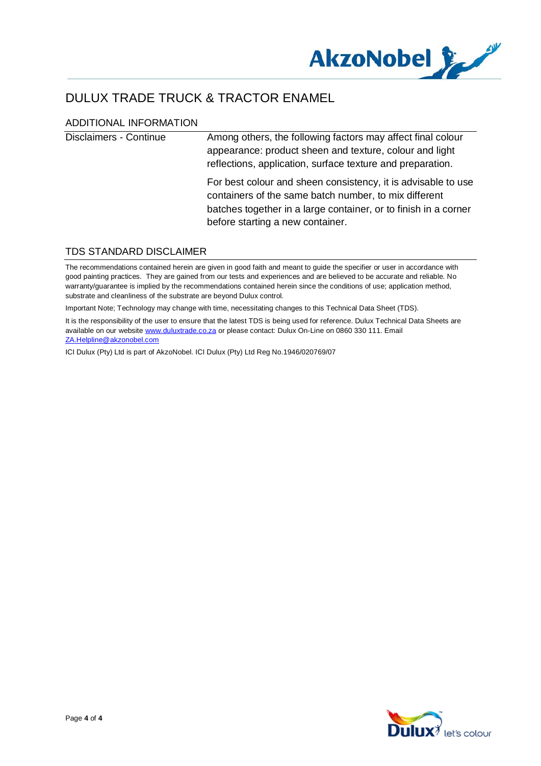# DULUX TRADE TRUCK & TRACTOR ENAMEL

## ADDITIONAL INFORMATION

| | |
|---|---|
| Disclaimers - Continue | Among others, the following factors may affect final colour appearance: product sheen and texture, colour and light reflections, application, surface texture and preparation.<br><br>For best colour and sheen consistency, it is advisable to use containers of the same batch number, to mix different batches together in a large container, or to finish in a corner before starting a new container. |

## TDS STANDARD DISCLAIMER

The recommendations contained herein are given in good faith and meant to guide the specifier or user in accordance with good painting practices. They are gained from our tests and experiences and are believed to be accurate and reliable. No warranty/guarantee is implied by the recommendations contained herein since the conditions of use; application method, substrate and cleanliness of the substrate are beyond Dulux control.

Important Note; Technology may change with time, necessitating changes to this Technical Data Sheet (TDS).

It is the responsibility of the user to ensure that the latest TDS is being used for reference. Dulux Technical Data Sheets are available on our website www.duluxtrade.co.za or please contact: Dulux On-Line on 0860 330 111. Email ZA.Helpline@akzonobel.com

ICI Dulux (Pty) Ltd is part of AkzoNobel. ICI Dulux (Pty) Ltd Reg No.1946/020769/07